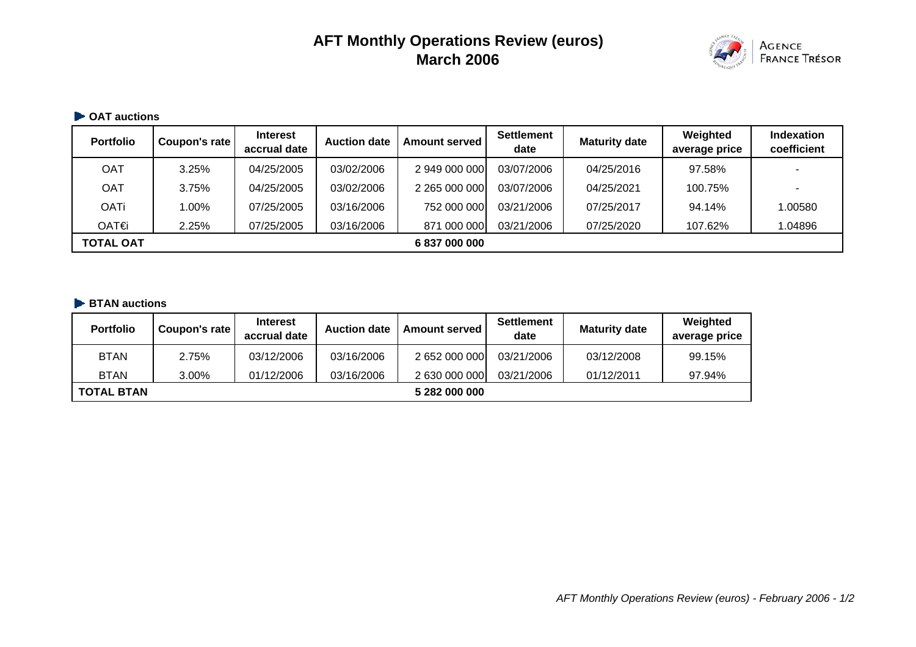# AFT Monthly Operations Review (euros)
## March 2006

AGENCE FRANCE TRÉSOR

### OAT auctions

| Portfolio | Coupon's rate | Interest accrual date | Auction date | Amount served | Settlement date | Maturity date | Weighted average price | Indexation coefficient |
|---|---|---|---|---|---|---|---|---|
| OAT | 3.25% | 04/25/2005 | 03/02/2006 | 2 949 000 000 | 03/07/2006 | 04/25/2016 | 97.58% | - |
| OAT | 3.75% | 04/25/2005 | 03/02/2006 | 2 265 000 000 | 03/07/2006 | 04/25/2021 | 100.75% | - |
| OATi | 1.00% | 07/25/2005 | 03/16/2006 | 752 000 000 | 03/21/2006 | 07/25/2017 | 94.14% | 1.00580 |
| OAT€i | 2.25% | 07/25/2005 | 03/16/2006 | 871 000 000 | 03/21/2006 | 07/25/2020 | 107.62% | 1.04896 |
| **TOTAL OAT** | | | | **6 837 000 000** | | | | |

### BTAN auctions

| Portfolio | Coupon's rate | Interest accrual date | Auction date | Amount served | Settlement date | Maturity date | Weighted average price |
|---|---|---|---|---|---|---|---|
| BTAN | 2.75% | 03/12/2006 | 03/16/2006 | 2 652 000 000 | 03/21/2006 | 03/12/2008 | 99.15% |
| BTAN | 3.00% | 01/12/2006 | 03/16/2006 | 2 630 000 000 | 03/21/2006 | 01/12/2011 | 97.94% |
| **TOTAL BTAN** | | | | **5 282 000 000** | | | |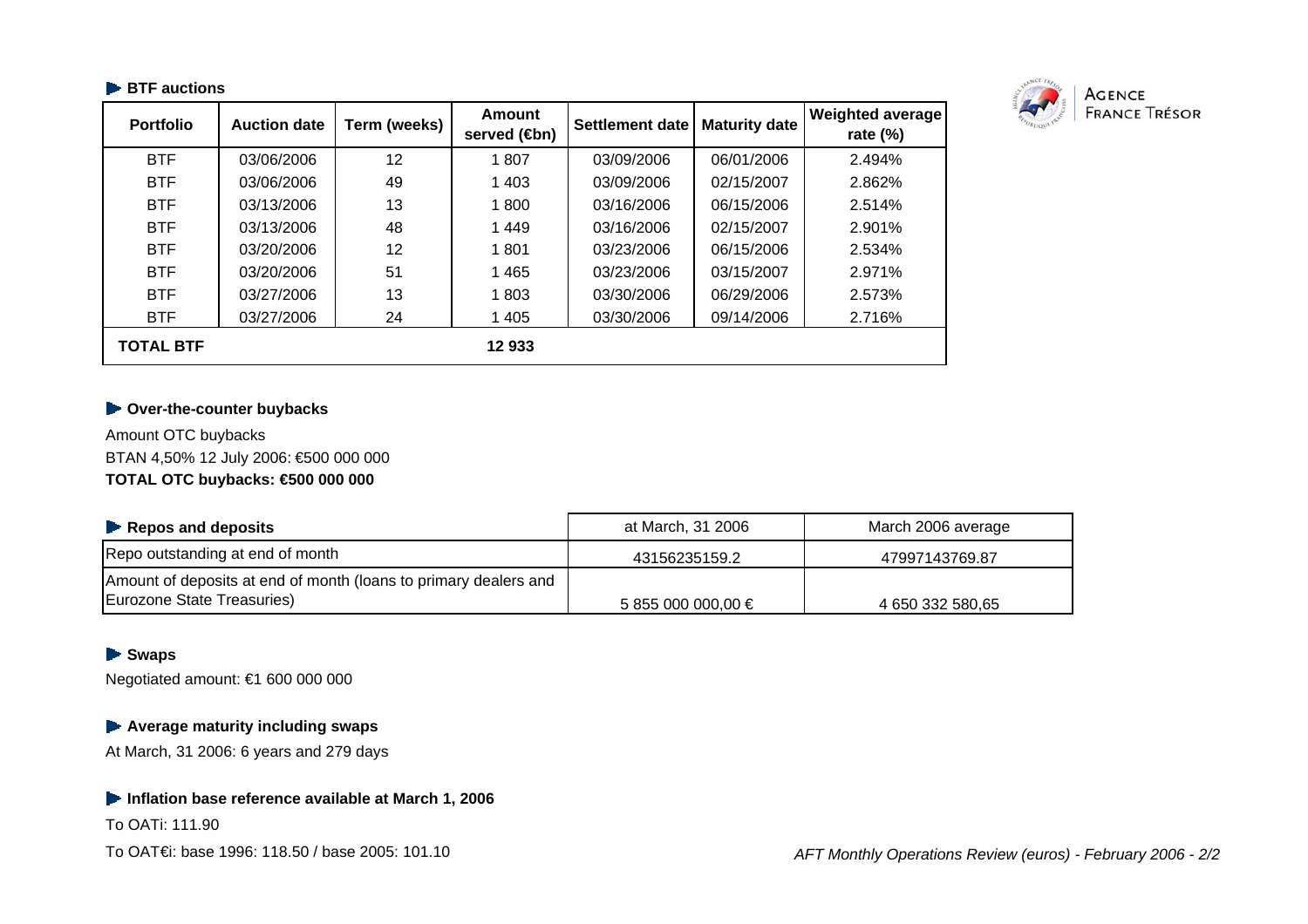## BTF auctions

| Portfolio | Auction date | Term (weeks) | Amount served (€bn) | Settlement date | Maturity date | Weighted average rate (%) |
|---|---|---|---|---|---|---|
| BTF | 03/06/2006 | 12 | 1 807 | 03/09/2006 | 06/01/2006 | 2.494% |
| BTF | 03/06/2006 | 49 | 1 403 | 03/09/2006 | 02/15/2007 | 2.862% |
| BTF | 03/13/2006 | 13 | 1 800 | 03/16/2006 | 06/15/2006 | 2.514% |
| BTF | 03/13/2006 | 48 | 1 449 | 03/16/2006 | 02/15/2007 | 2.901% |
| BTF | 03/20/2006 | 12 | 1 801 | 03/23/2006 | 06/15/2006 | 2.534% |
| BTF | 03/20/2006 | 51 | 1 465 | 03/23/2006 | 03/15/2007 | 2.971% |
| BTF | 03/27/2006 | 13 | 1 803 | 03/30/2006 | 06/29/2006 | 2.573% |
| BTF | 03/27/2006 | 24 | 1 405 | 03/30/2006 | 09/14/2006 | 2.716% |
| **TOTAL BTF** | | | **12 933** | | | |

## Over-the-counter buybacks

Amount OTC buybacks

BTAN 4,50% 12 July 2006: €500 000 000

**TOTAL OTC buybacks: €500 000 000**

| Repos and deposits | at March, 31 2006 | March 2006 average |
|---|---|---|
| Repo outstanding at end of month | 43156235159.2 | 47997143769.87 |
| Amount of deposits at end of month (loans to primary dealers and Eurozone State Treasuries) | 5 855 000 000,00 € | 4 650 332 580,65 |

## Swaps

Negotiated amount: €1 600 000 000

## Average maturity including swaps

At March, 31 2006: 6 years and 279 days

## Inflation base reference available at March 1, 2006

To OATi: 111.90

To OAT€i: base 1996: 118.50 / base 2005: 101.10